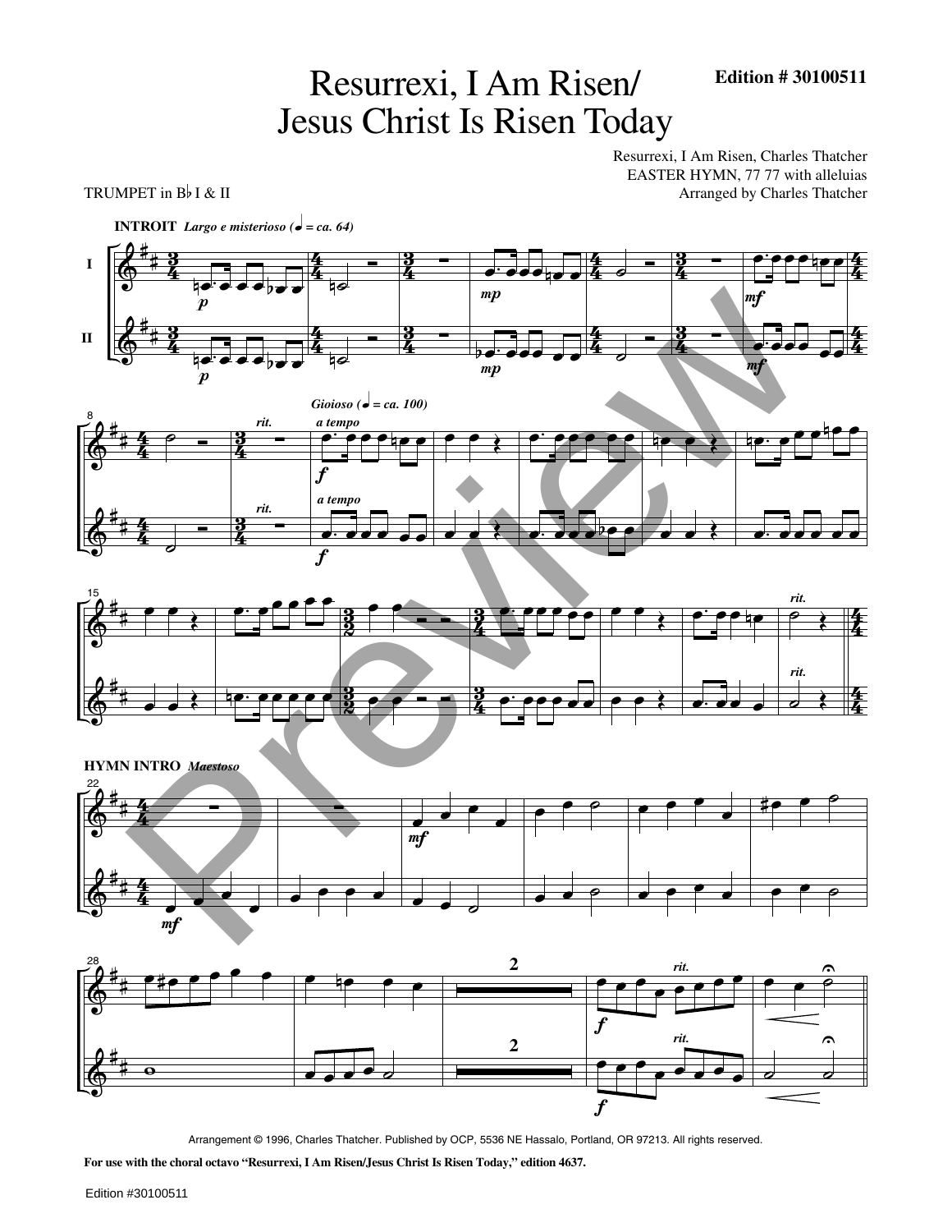# Resurrexi, I Am Risen/ Jesus Christ Is Risen Today

**Edition # 30100511**

Resurrexi, I Am Risen, Charles Thatcher
EASTER HYMN, 77 77 with alleluias
Arranged by Charles Thatcher

TRUMPET in B♭ I & II

**INTROIT** *Largo e misterioso (♩ = ca. 64)*

*Gioioso (♩ = ca. 100)*

**HYMN INTRO** *Maestoso*

Arrangement © 1996, Charles Thatcher. Published by OCP, 5536 NE Hassalo, Portland, OR 97213. All rights reserved.

**For use with the choral octavo "Resurrexi, I Am Risen/Jesus Christ Is Risen Today," edition 4637.**

Edition #30100511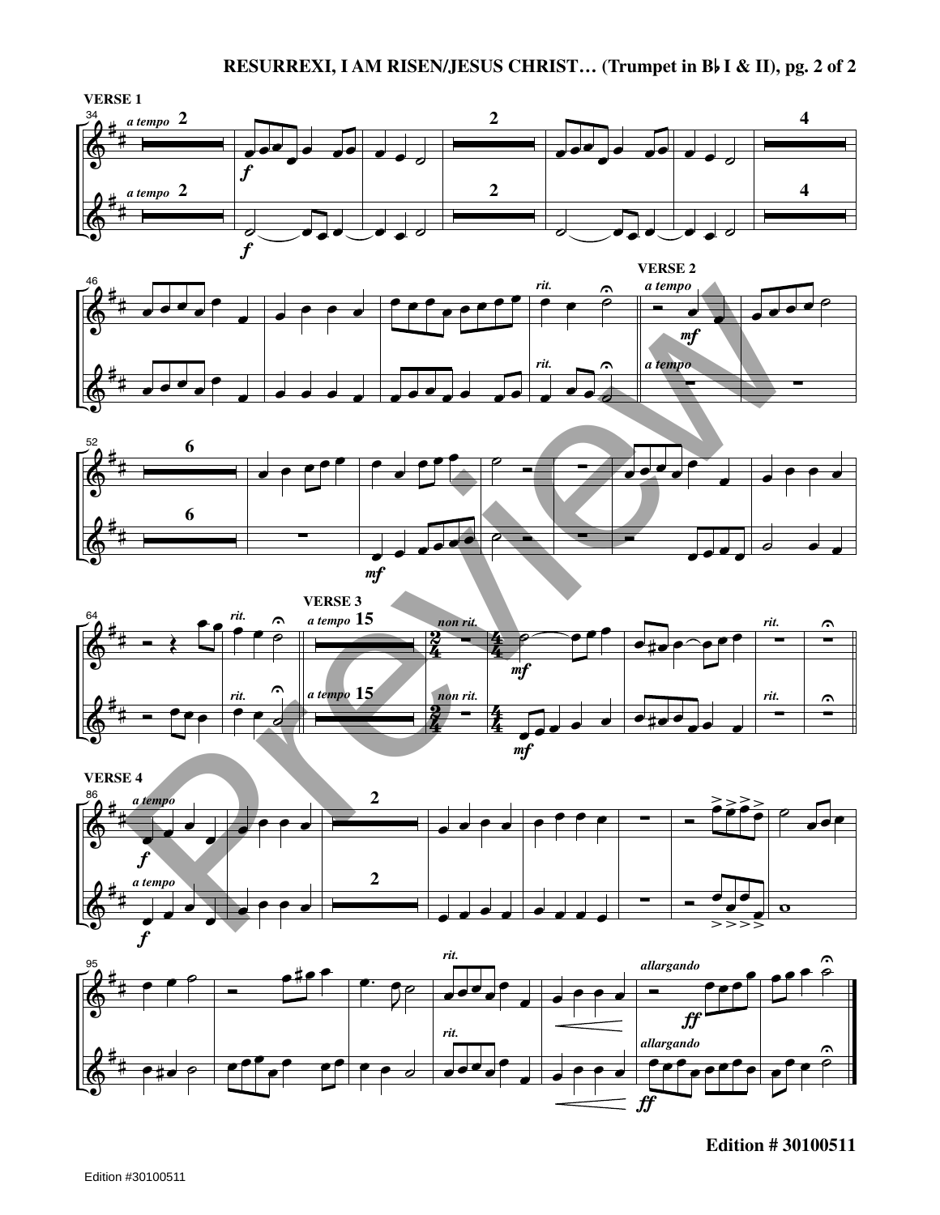VERSE 1

VERSE 2

VERSE 3

VERSE 4

Edition # 30100511

Edition #30100511